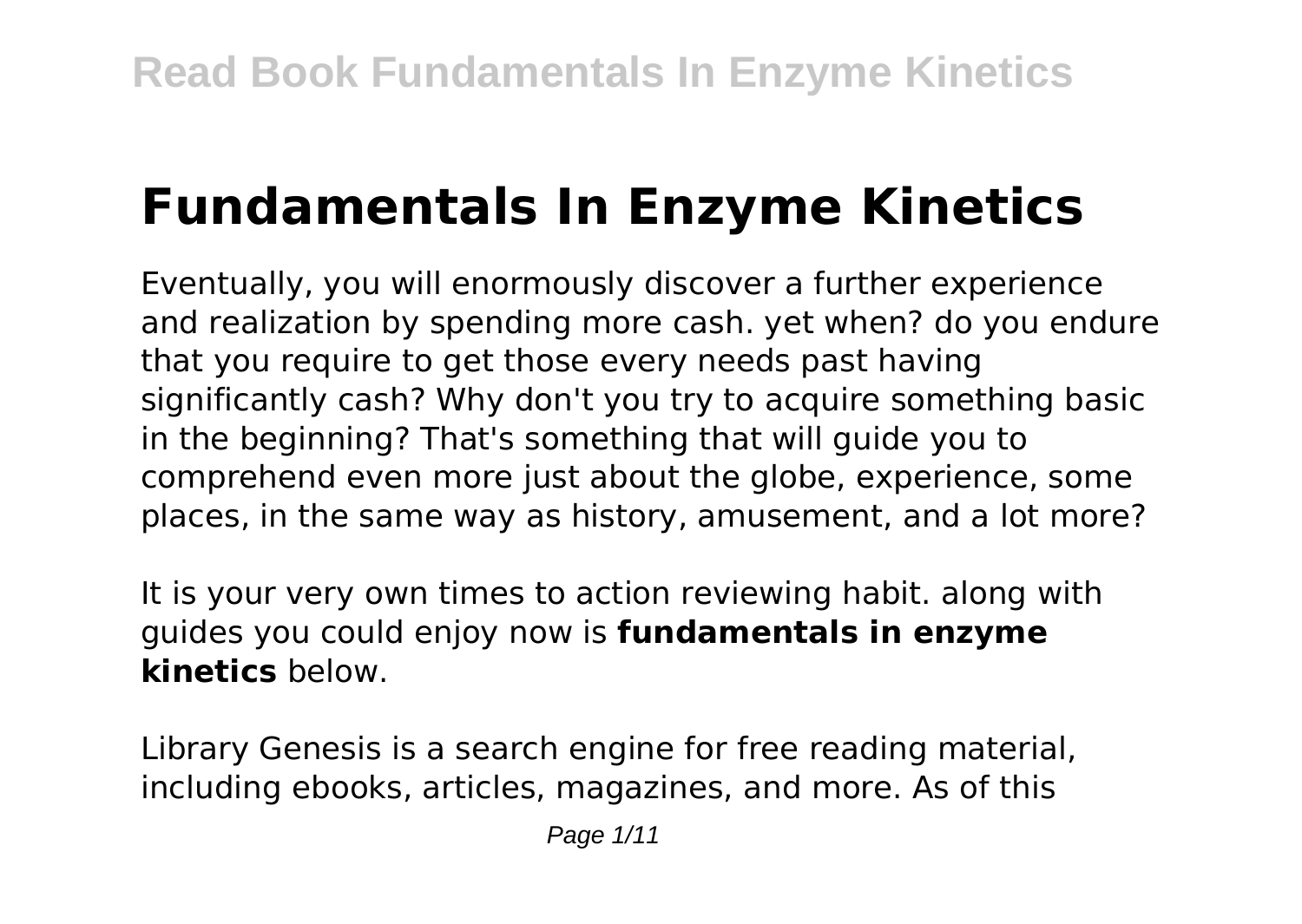# Fundamentals In Enzyme Kinetics

Eventually, you will enormously discover a further experience and realization by spending more cash. yet when? do you endure that you require to get those every needs past having significantly cash? Why don't you try to acquire something basic in the beginning? That's something that will guide you to comprehend even more just about the globe, experience, some places, in the same way as history, amusement, and a lot more?

It is your very own times to action reviewing habit. along with guides you could enjoy now is **fundamentals in enzyme kinetics** below.

Library Genesis is a search engine for free reading material, including ebooks, articles, magazines, and more. As of this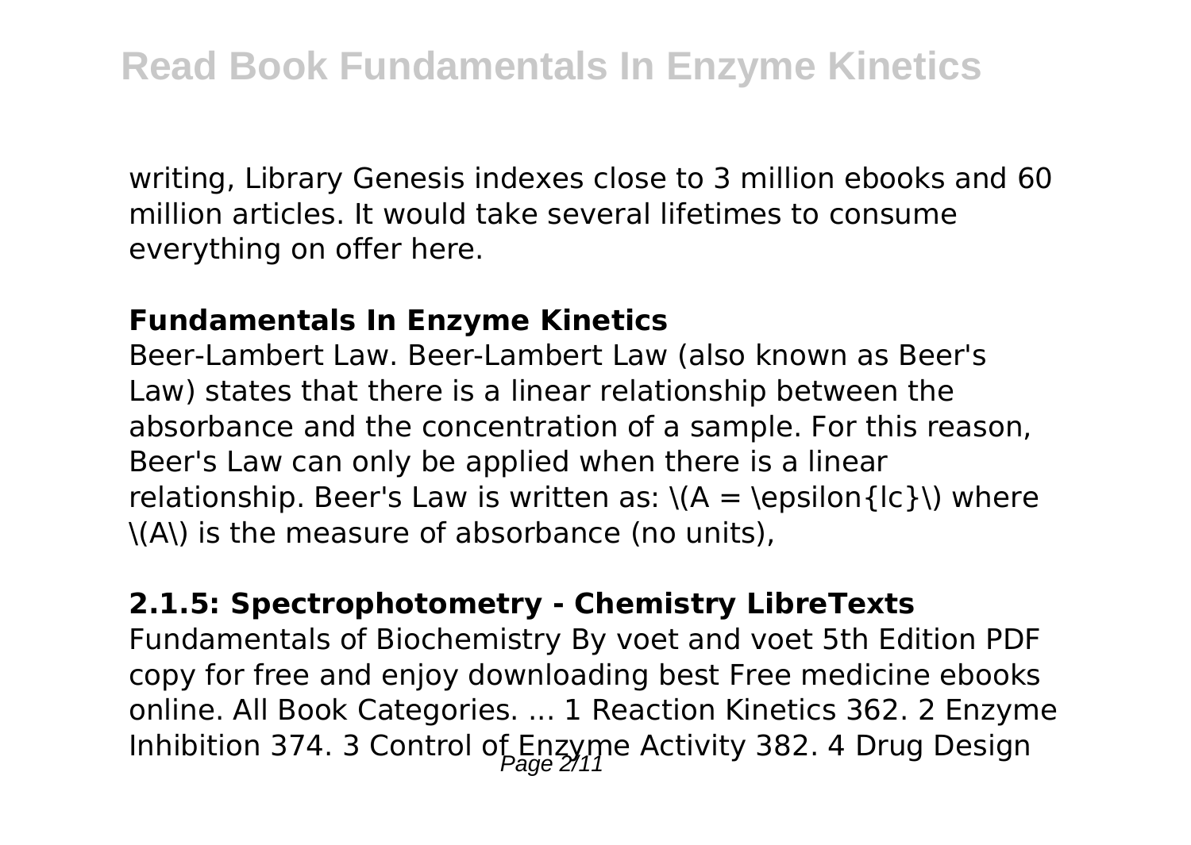writing, Library Genesis indexes close to 3 million ebooks and 60 million articles. It would take several lifetimes to consume everything on offer here.

### Fundamentals In Enzyme Kinetics

Beer-Lambert Law. Beer-Lambert Law (also known as Beer's Law) states that there is a linear relationship between the absorbance and the concentration of a sample. For this reason, Beer's Law can only be applied when there is a linear relationship. Beer's Law is written as: $A = \epsilon{lc}$ where $A$ is the measure of absorbance (no units),

### 2.1.5: Spectrophotometry - Chemistry LibreTexts

Fundamentals of Biochemistry By voet and voet 5th Edition PDF copy for free and enjoy downloading best Free medicine ebooks online. All Book Categories. ... 1 Reaction Kinetics 362. 2 Enzyme Inhibition 374. 3 Control of Enzyme Activity 382. 4 Drug Design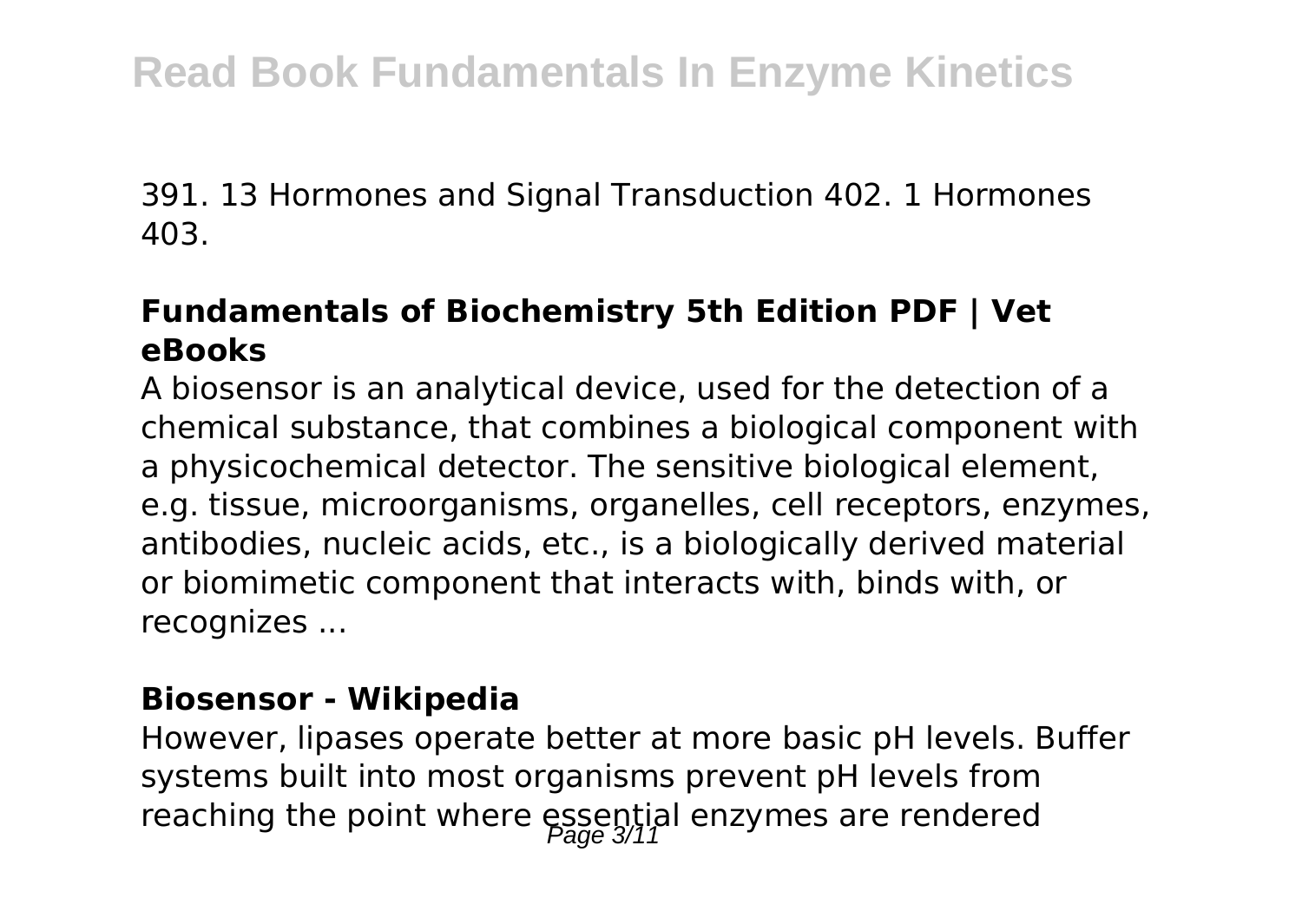391. 13 Hormones and Signal Transduction 402. 1 Hormones 403.

### Fundamentals of Biochemistry 5th Edition PDF | Vet eBooks

A biosensor is an analytical device, used for the detection of a chemical substance, that combines a biological component with a physicochemical detector. The sensitive biological element, e.g. tissue, microorganisms, organelles, cell receptors, enzymes, antibodies, nucleic acids, etc., is a biologically derived material or biomimetic component that interacts with, binds with, or recognizes ...

### Biosensor - Wikipedia

However, lipases operate better at more basic pH levels. Buffer systems built into most organisms prevent pH levels from reaching the point where essential enzymes are rendered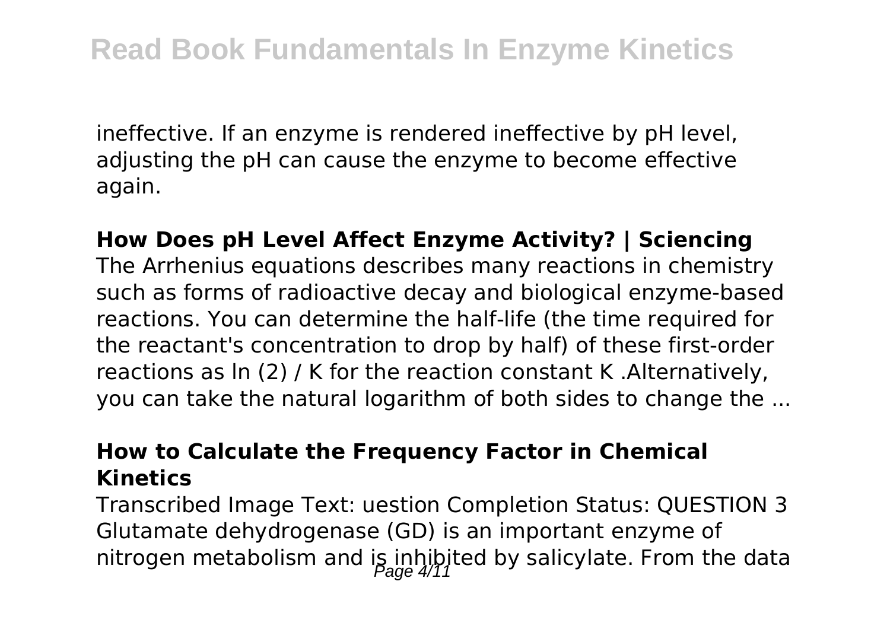ineffective. If an enzyme is rendered ineffective by pH level, adjusting the pH can cause the enzyme to become effective again.

**How Does pH Level Affect Enzyme Activity? | Sciencing**

The Arrhenius equations describes many reactions in chemistry such as forms of radioactive decay and biological enzyme-based reactions. You can determine the half-life (the time required for the reactant's concentration to drop by half) of these first-order reactions as ln (2) / K for the reaction constant K .Alternatively, you can take the natural logarithm of both sides to change the ...

**How to Calculate the Frequency Factor in Chemical Kinetics**

Transcribed Image Text: uestion Completion Status: QUESTION 3 Glutamate dehydrogenase (GD) is an important enzyme of nitrogen metabolism and is inhibited by salicylate. From the data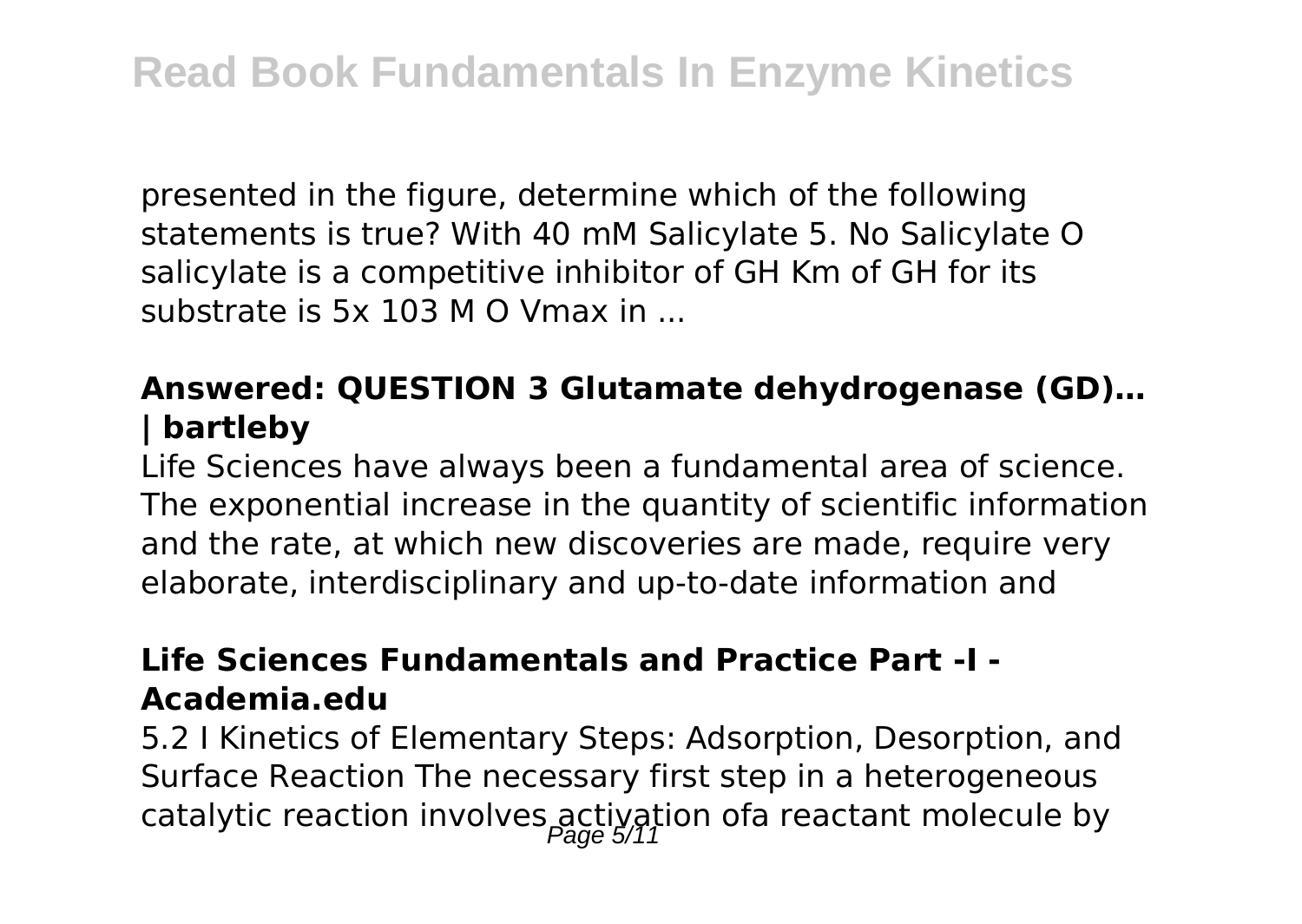presented in the figure, determine which of the following statements is true? With 40 mM Salicylate 5. No Salicylate O salicylate is a competitive inhibitor of GH Km of GH for its substrate is 5x 103 M O Vmax in ...

### Answered: QUESTION 3 Glutamate dehydrogenase (GD)… | bartleby

Life Sciences have always been a fundamental area of science. The exponential increase in the quantity of scientific information and the rate, at which new discoveries are made, require very elaborate, interdisciplinary and up-to-date information and

### Life Sciences Fundamentals and Practice Part -I - Academia.edu

5.2 I Kinetics of Elementary Steps: Adsorption, Desorption, and Surface Reaction The necessary first step in a heterogeneous catalytic reaction involves activation ofa reactant molecule by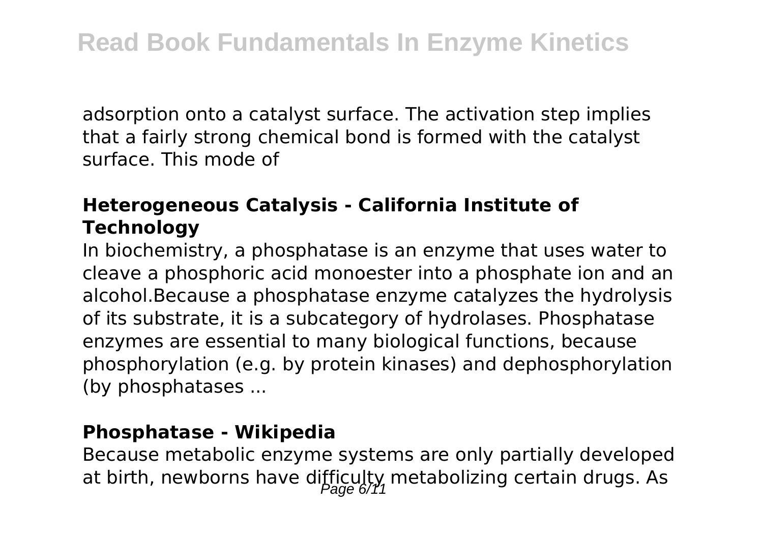adsorption onto a catalyst surface. The activation step implies that a fairly strong chemical bond is formed with the catalyst surface. This mode of

### Heterogeneous Catalysis - California Institute of Technology

In biochemistry, a phosphatase is an enzyme that uses water to cleave a phosphoric acid monoester into a phosphate ion and an alcohol.Because a phosphatase enzyme catalyzes the hydrolysis of its substrate, it is a subcategory of hydrolases. Phosphatase enzymes are essential to many biological functions, because phosphorylation (e.g. by protein kinases) and dephosphorylation (by phosphatases ...

### Phosphatase - Wikipedia

Because metabolic enzyme systems are only partially developed at birth, newborns have difficulty metabolizing certain drugs. As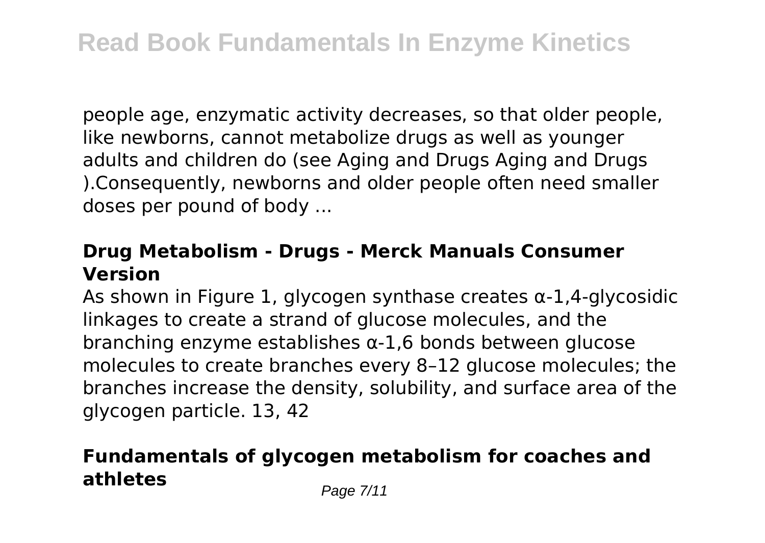people age, enzymatic activity decreases, so that older people, like newborns, cannot metabolize drugs as well as younger adults and children do (see Aging and Drugs Aging and Drugs ).Consequently, newborns and older people often need smaller doses per pound of body ...

### Drug Metabolism - Drugs - Merck Manuals Consumer Version

As shown in Figure 1, glycogen synthase creates α-1,4-glycosidic linkages to create a strand of glucose molecules, and the branching enzyme establishes α-1,6 bonds between glucose molecules to create branches every 8–12 glucose molecules; the branches increase the density, solubility, and surface area of the glycogen particle. 13, 42

## Fundamentals of glycogen metabolism for coaches and athletes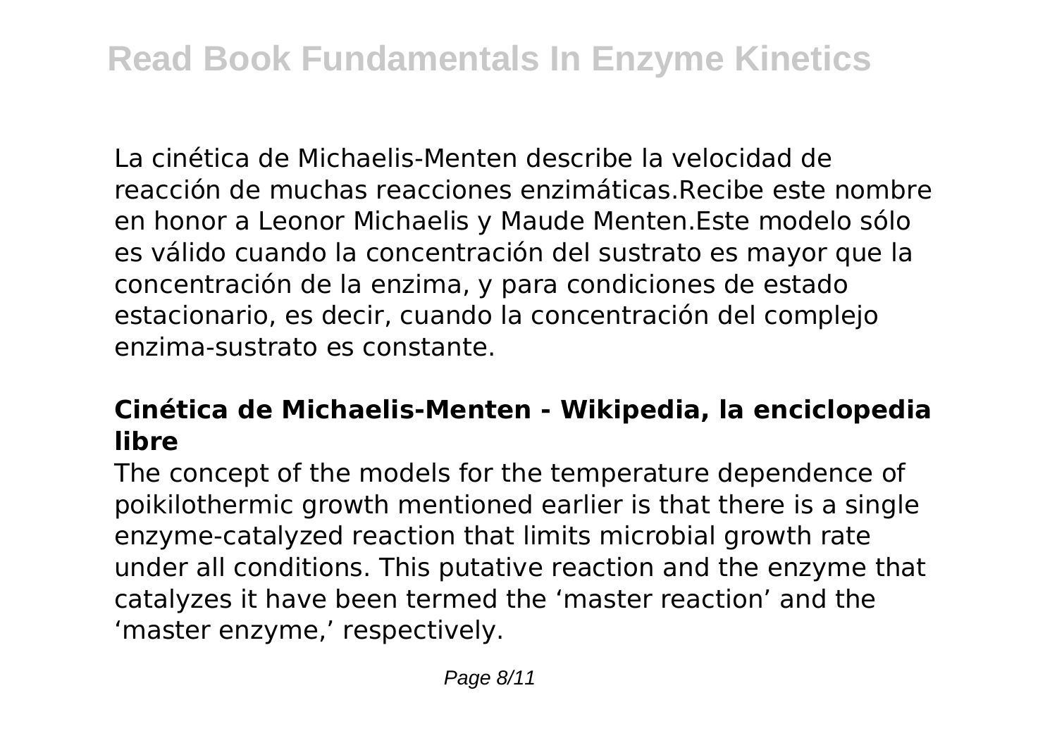La cinética de Michaelis-Menten describe la velocidad de reacción de muchas reacciones enzimáticas.Recibe este nombre en honor a Leonor Michaelis y Maude Menten.Este modelo sólo es válido cuando la concentración del sustrato es mayor que la concentración de la enzima, y para condiciones de estado estacionario, es decir, cuando la concentración del complejo enzima-sustrato es constante.

### Cinética de Michaelis-Menten - Wikipedia, la enciclopedia libre

The concept of the models for the temperature dependence of poikilothermic growth mentioned earlier is that there is a single enzyme-catalyzed reaction that limits microbial growth rate under all conditions. This putative reaction and the enzyme that catalyzes it have been termed the 'master reaction' and the 'master enzyme,' respectively.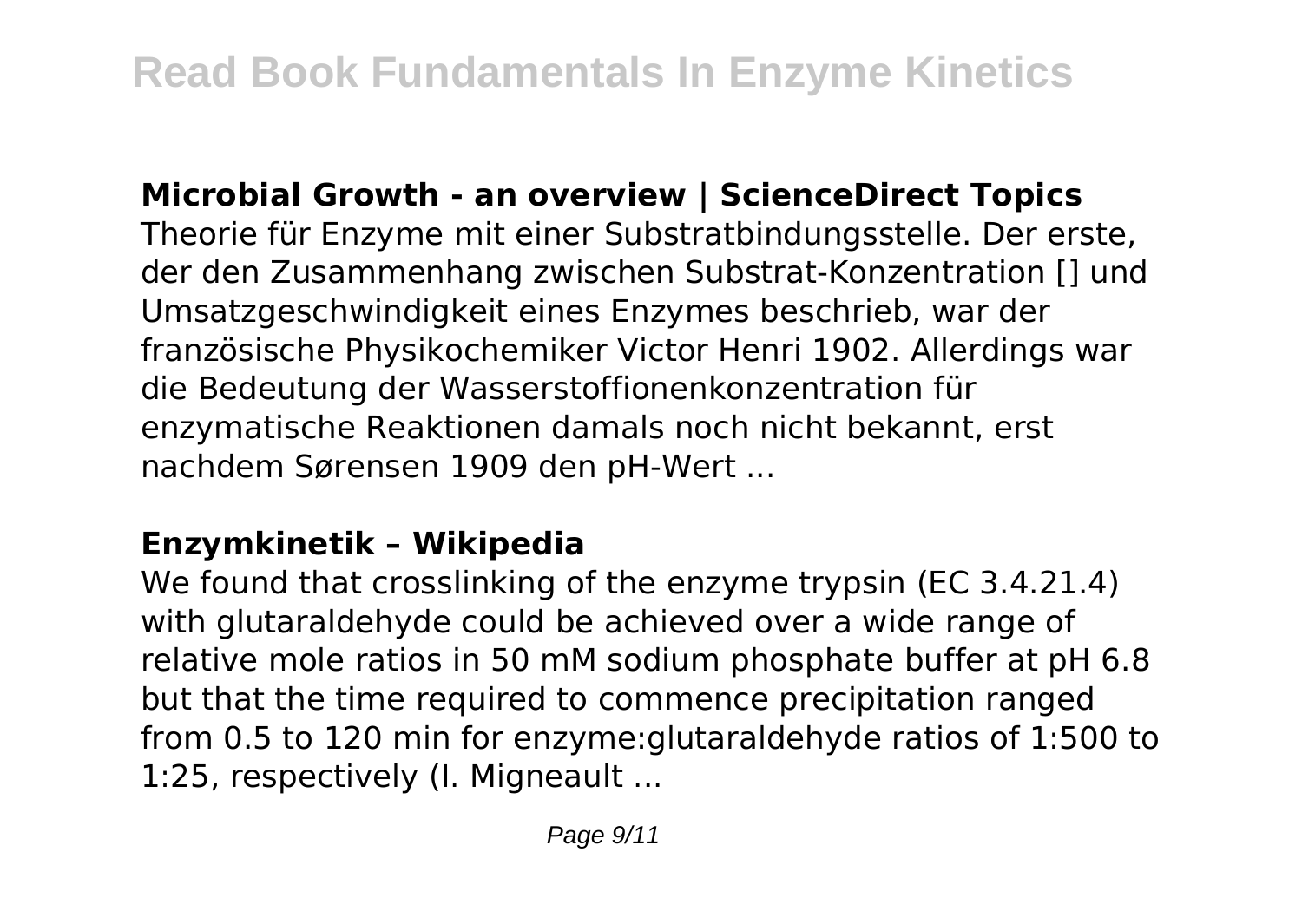**Microbial Growth - an overview | ScienceDirect Topics**

Theorie für Enzyme mit einer Substratbindungsstelle. Der erste, der den Zusammenhang zwischen Substrat-Konzentration [] und Umsatzgeschwindigkeit eines Enzymes beschrieb, war der französische Physikochemiker Victor Henri 1902. Allerdings war die Bedeutung der Wasserstoffionenkonzentration für enzymatische Reaktionen damals noch nicht bekannt, erst nachdem Sørensen 1909 den pH-Wert ...

**Enzymkinetik – Wikipedia**

We found that crosslinking of the enzyme trypsin (EC 3.4.21.4) with glutaraldehyde could be achieved over a wide range of relative mole ratios in 50 mM sodium phosphate buffer at pH 6.8 but that the time required to commence precipitation ranged from 0.5 to 120 min for enzyme:glutaraldehyde ratios of 1:500 to 1:25, respectively (I. Migneault ...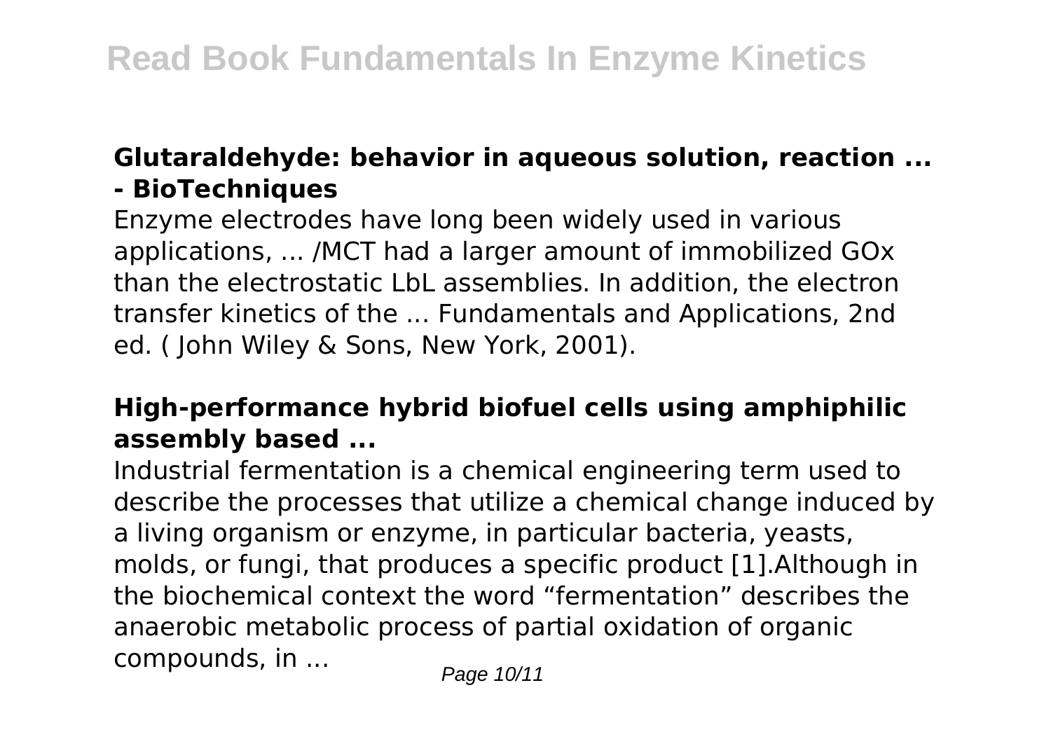### Glutaraldehyde: behavior in aqueous solution, reaction ... - BioTechniques

Enzyme electrodes have long been widely used in various applications, ... /MCT had a larger amount of immobilized GOx than the electrostatic LbL assemblies. In addition, the electron transfer kinetics of the ... Fundamentals and Applications, 2nd ed. ( John Wiley & Sons, New York, 2001).

### High-performance hybrid biofuel cells using amphiphilic assembly based ...

Industrial fermentation is a chemical engineering term used to describe the processes that utilize a chemical change induced by a living organism or enzyme, in particular bacteria, yeasts, molds, or fungi, that produces a specific product [1].Although in the biochemical context the word “fermentation” describes the anaerobic metabolic process of partial oxidation of organic compounds, in ...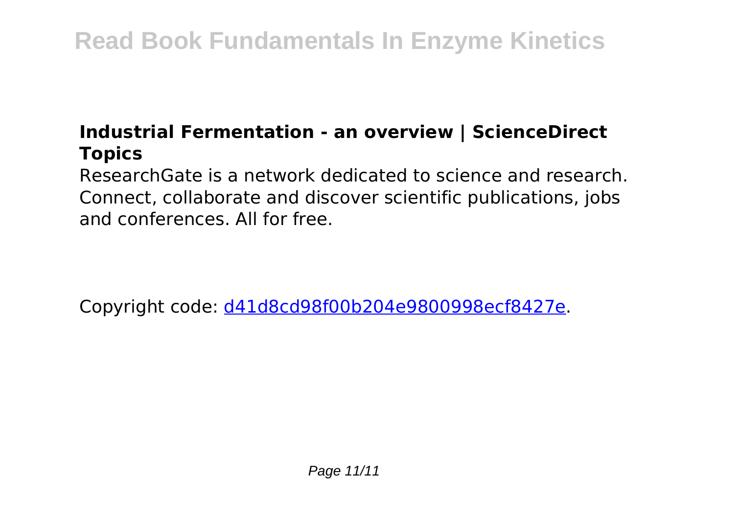## Industrial Fermentation - an overview | ScienceDirect Topics

ResearchGate is a network dedicated to science and research. Connect, collaborate and discover scientific publications, jobs and conferences. All for free.

Copyright code: d41d8cd98f00b204e9800998ecf8427e.